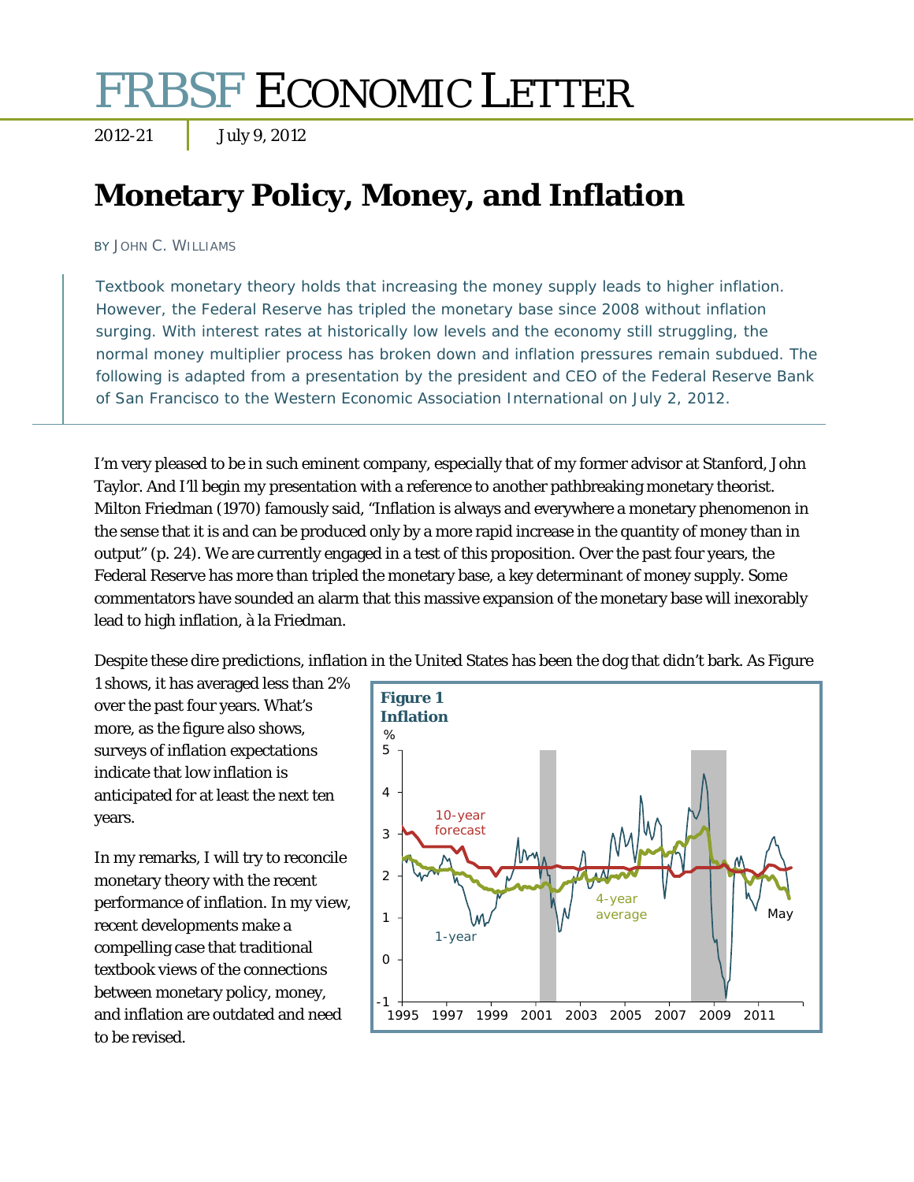# FRBSF ECONOMIC LETTER

2012-21 | July 9, 2012

## Monetary Policy, Money, and Inflation

BY JOHN C. WILLIAMS

> Textbook monetary theory holds that increasing the money supply leads to higher inflation. However, the Federal Reserve has tripled the monetary base since 2008 without inflation surging. With interest rates at historically low levels and the economy still struggling, the normal money multiplier process has broken down and inflation pressures remain subdued. The following is adapted from a presentation by the president and CEO of the Federal Reserve Bank of San Francisco to the Western Economic Association International on July 2, 2012.

I'm very pleased to be in such eminent company, especially that of my former advisor at Stanford, John Taylor. And I'll begin my presentation with a reference to another pathbreaking monetary theorist. Milton Friedman (1970) famously said, "Inflation is always and everywhere a monetary phenomenon in the sense that it is and can be produced only by a more rapid increase in the quantity of money than in output" (p. 24). We are currently engaged in a test of this proposition. Over the past four years, the Federal Reserve has more than tripled the monetary base, a key determinant of money supply. Some commentators have sounded an alarm that this massive expansion of the monetary base will inexorably lead to high inflation, à la Friedman.

Despite these dire predictions, inflation in the United States has been the dog that didn't bark. As Figure 1 shows, it has averaged less than 2% over the past four years. What's more, as the figure also shows, surveys of inflation expectations indicate that low inflation is anticipated for at least the next ten years.

**Figure 1**
**Inflation**

In my remarks, I will try to reconcile monetary theory with the recent performance of inflation. In my view, recent developments make a compelling case that traditional textbook views of the connections between monetary policy, money, and inflation are outdated and need to be revised.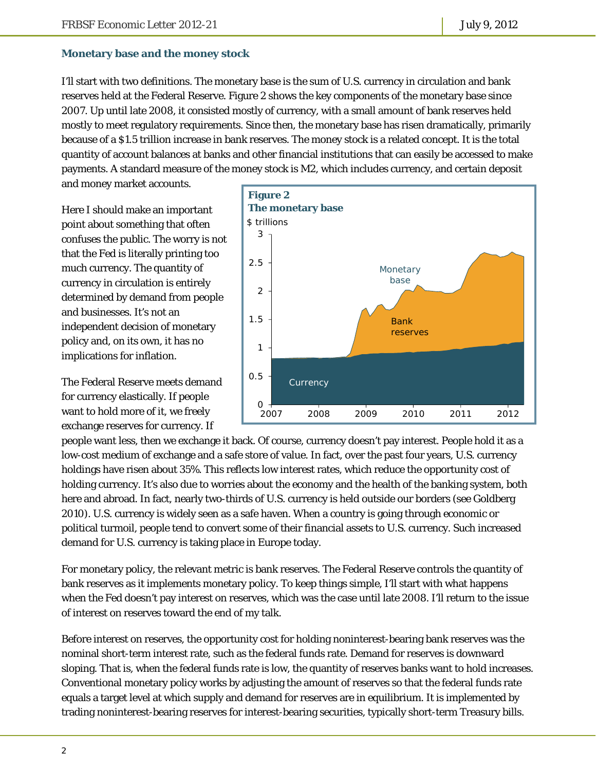## Monetary base and the money stock

I'll start with two definitions. The monetary base is the sum of U.S. currency in circulation and bank reserves held at the Federal Reserve. Figure 2 shows the key components of the monetary base since 2007. Up until late 2008, it consisted mostly of currency, with a small amount of bank reserves held mostly to meet regulatory requirements. Since then, the monetary base has risen dramatically, primarily because of a $1.5 trillion increase in bank reserves. The money stock is a related concept. It is the total quantity of account balances at banks and other financial institutions that can easily be accessed to make payments. A standard measure of the money stock is M2, which includes currency, and certain deposit and money market accounts.

**Figure 2**
**The monetary base**

Here I should make an important point about something that often confuses the public. The worry is not that the Fed is literally printing too much currency. The quantity of currency in circulation is entirely determined by demand from people and businesses. It's not an independent decision of monetary policy and, on its own, it has no implications for inflation.

The Federal Reserve meets demand for currency elastically. If people want to hold more of it, we freely exchange reserves for currency. If people want less, then we exchange it back. Of course, currency doesn't pay interest. People hold it as a low-cost medium of exchange and a safe store of value. In fact, over the past four years, U.S. currency holdings have risen about 35%. This reflects low interest rates, which reduce the opportunity cost of holding currency. It's also due to worries about the economy and the health of the banking system, both here and abroad. In fact, nearly two-thirds of U.S. currency is held outside our borders (see Goldberg 2010). U.S. currency is widely seen as a safe haven. When a country is going through economic or political turmoil, people tend to convert some of their financial assets to U.S. currency. Such increased demand for U.S. currency is taking place in Europe today.

For monetary policy, the relevant metric is bank reserves. The Federal Reserve controls the quantity of bank reserves as it implements monetary policy. To keep things simple, I'll start with what happens when the Fed doesn't pay interest on reserves, which was the case until late 2008. I'll return to the issue of interest on reserves toward the end of my talk.

Before interest on reserves, the opportunity cost for holding noninterest-bearing bank reserves was the nominal short-term interest rate, such as the federal funds rate. Demand for reserves is downward sloping. That is, when the federal funds rate is low, the quantity of reserves banks want to hold increases. Conventional monetary policy works by adjusting the amount of reserves so that the federal funds rate equals a target level at which supply and demand for reserves are in equilibrium. It is implemented by trading noninterest-bearing reserves for interest-bearing securities, typically short-term Treasury bills.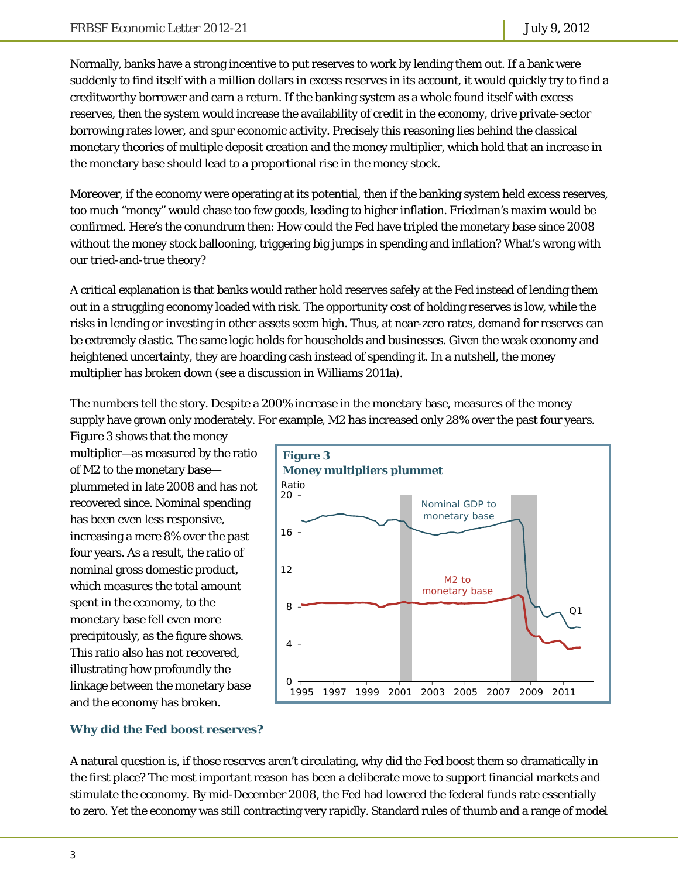Normally, banks have a strong incentive to put reserves to work by lending them out. If a bank were suddenly to find itself with a million dollars in excess reserves in its account, it would quickly try to find a creditworthy borrower and earn a return. If the banking system as a whole found itself with excess reserves, then the system would increase the availability of credit in the economy, drive private-sector borrowing rates lower, and spur economic activity. Precisely this reasoning lies behind the classical monetary theories of multiple deposit creation and the money multiplier, which hold that an increase in the monetary base should lead to a proportional rise in the money stock.

Moreover, if the economy were operating at its potential, then if the banking system held excess reserves, too much "money" would chase too few goods, leading to higher inflation. Friedman's maxim would be confirmed. Here's the conundrum then: How could the Fed have tripled the monetary base since 2008 without the money stock ballooning, triggering big jumps in spending and inflation? What's wrong with our tried-and-true theory?

A critical explanation is that banks would rather hold reserves safely at the Fed instead of lending them out in a struggling economy loaded with risk. The opportunity cost of holding reserves is low, while the risks in lending or investing in other assets seem high. Thus, at near-zero rates, demand for reserves can be extremely elastic. The same logic holds for households and businesses. Given the weak economy and heightened uncertainty, they are hoarding cash instead of spending it. In a nutshell, the money multiplier has broken down (see a discussion in Williams 2011a).

The numbers tell the story. Despite a 200% increase in the monetary base, measures of the money supply have grown only moderately. For example, M2 has increased only 28% over the past four years. Figure 3 shows that the money multiplier—as measured by the ratio of M2 to the monetary base—plummeted in late 2008 and has not recovered since. Nominal spending has been even less responsive, increasing a mere 8% over the past four years. As a result, the ratio of nominal gross domestic product, which measures the total amount spent in the economy, to the monetary base fell even more precipitously, as the figure shows. This ratio also has not recovered, illustrating how profoundly the linkage between the monetary base and the economy has broken.

**Figure 3**
**Money multipliers plummet**

## Why did the Fed boost reserves?

A natural question is, if those reserves aren't circulating, why did the Fed boost them so dramatically in the first place? The most important reason has been a deliberate move to support financial markets and stimulate the economy. By mid-December 2008, the Fed had lowered the federal funds rate essentially to zero. Yet the economy was still contracting very rapidly. Standard rules of thumb and a range of model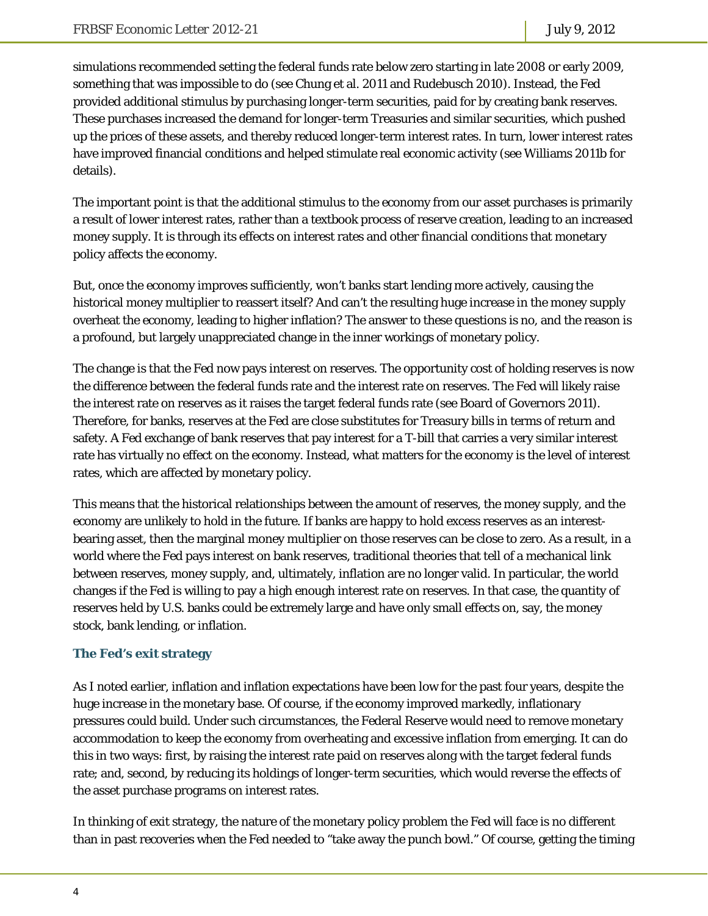simulations recommended setting the federal funds rate below zero starting in late 2008 or early 2009, something that was impossible to do (see Chung et al. 2011 and Rudebusch 2010). Instead, the Fed provided additional stimulus by purchasing longer-term securities, paid for by creating bank reserves. These purchases increased the demand for longer-term Treasuries and similar securities, which pushed up the prices of these assets, and thereby reduced longer-term interest rates. In turn, lower interest rates have improved financial conditions and helped stimulate real economic activity (see Williams 2011b for details).

The important point is that the additional stimulus to the economy from our asset purchases is primarily a result of lower interest rates, rather than a textbook process of reserve creation, leading to an increased money supply. It is through its effects on interest rates and other financial conditions that monetary policy affects the economy.

But, once the economy improves sufficiently, won't banks start lending more actively, causing the historical money multiplier to reassert itself? And can't the resulting huge increase in the money supply overheat the economy, leading to higher inflation? The answer to these questions is no, and the reason is a profound, but largely unappreciated change in the inner workings of monetary policy.

The change is that the Fed now pays interest on reserves. The opportunity cost of holding reserves is now the difference between the federal funds rate and the interest rate on reserves. The Fed will likely raise the interest rate on reserves as it raises the target federal funds rate (see Board of Governors 2011). Therefore, for banks, reserves at the Fed are close substitutes for Treasury bills in terms of return and safety. A Fed exchange of bank reserves that pay interest for a T-bill that carries a very similar interest rate has virtually no effect on the economy. Instead, what matters for the economy is the level of interest rates, which are affected by monetary policy.

This means that the historical relationships between the amount of reserves, the money supply, and the economy are unlikely to hold in the future. If banks are happy to hold excess reserves as an interest-bearing asset, then the marginal money multiplier on those reserves can be close to zero. As a result, in a world where the Fed pays interest on bank reserves, traditional theories that tell of a mechanical link between reserves, money supply, and, ultimately, inflation are no longer valid. In particular, the world changes if the Fed is willing to pay a high enough interest rate on reserves. In that case, the quantity of reserves held by U.S. banks could be extremely large and have only small effects on, say, the money stock, bank lending, or inflation.

### The Fed's exit strategy

As I noted earlier, inflation and inflation expectations have been low for the past four years, despite the huge increase in the monetary base. Of course, if the economy improved markedly, inflationary pressures could build. Under such circumstances, the Federal Reserve would need to remove monetary accommodation to keep the economy from overheating and excessive inflation from emerging. It can do this in two ways: first, by raising the interest rate paid on reserves along with the target federal funds rate; and, second, by reducing its holdings of longer-term securities, which would reverse the effects of the asset purchase programs on interest rates.

In thinking of exit strategy, the nature of the monetary policy problem the Fed will face is no different than in past recoveries when the Fed needed to "take away the punch bowl." Of course, getting the timing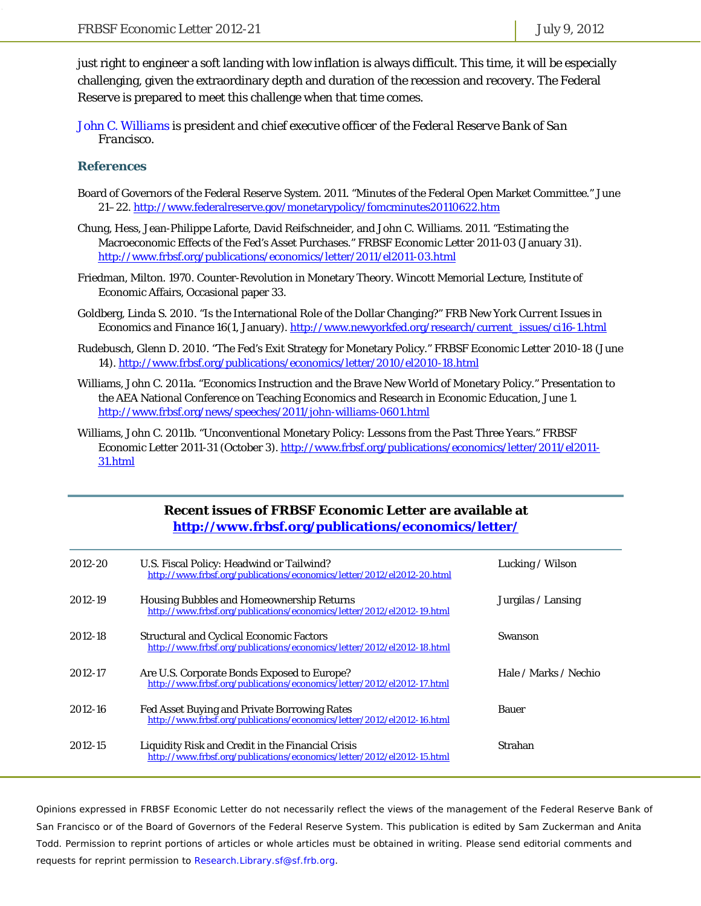just right to engineer a soft landing with low inflation is always difficult. This time, it will be especially challenging, given the extraordinary depth and duration of the recession and recovery. The Federal Reserve is prepared to meet this challenge when that time comes.

*John C. Williams is president and chief executive officer of the Federal Reserve Bank of San Francisco.*

### References

Board of Governors of the Federal Reserve System. 2011. "Minutes of the Federal Open Market Committee." June 21–22. http://www.federalreserve.gov/monetarypolicy/fomcminutes20110622.htm

Chung, Hess, Jean-Philippe Laforte, David Reifschneider, and John C. Williams. 2011. "Estimating the Macroeconomic Effects of the Fed's Asset Purchases." FRBSF Economic Letter 2011-03 (January 31). http://www.frbsf.org/publications/economics/letter/2011/el2011-03.html

Friedman, Milton. 1970. Counter-Revolution in Monetary Theory. Wincott Memorial Lecture, Institute of Economic Affairs, Occasional paper 33.

Goldberg, Linda S. 2010. "Is the International Role of the Dollar Changing?" FRB New York *Current Issues in Economics and Finance* 16(1, January). http://www.newyorkfed.org/research/current_issues/ci16-1.html

Rudebusch, Glenn D. 2010. "The Fed's Exit Strategy for Monetary Policy." FRBSF Economic Letter 2010-18 (June 14). http://www.frbsf.org/publications/economics/letter/2010/el2010-18.html

Williams, John C. 2011a. "Economics Instruction and the Brave New World of Monetary Policy." Presentation to the AEA National Conference on Teaching Economics and Research in Economic Education, June 1. http://www.frbsf.org/news/speeches/2011/john-williams-0601.html

Williams, John C. 2011b. "Unconventional Monetary Policy: Lessons from the Past Three Years." FRBSF Economic Letter 2011-31 (October 3). http://www.frbsf.org/publications/economics/letter/2011/el2011-31.html

**Recent issues of FRBSF Economic Letter are available at http://www.frbsf.org/publications/economics/letter/**

| | | |
|---|---|---|
| 2012-20 | U.S. Fiscal Policy: Headwind or Tailwind? http://www.frbsf.org/publications/economics/letter/2012/el2012-20.html | Lucking / Wilson |
| 2012-19 | Housing Bubbles and Homeownership Returns http://www.frbsf.org/publications/economics/letter/2012/el2012-19.html | Jurgilas / Lansing |
| 2012-18 | Structural and Cyclical Economic Factors http://www.frbsf.org/publications/economics/letter/2012/el2012-18.html | Swanson |
| 2012-17 | Are U.S. Corporate Bonds Exposed to Europe? http://www.frbsf.org/publications/economics/letter/2012/el2012-17.html | Hale / Marks / Nechio |
| 2012-16 | Fed Asset Buying and Private Borrowing Rates http://www.frbsf.org/publications/economics/letter/2012/el2012-16.html | Bauer |
| 2012-15 | Liquidity Risk and Credit in the Financial Crisis http://www.frbsf.org/publications/economics/letter/2012/el2012-15.html | Strahan |

Opinions expressed in FRBSF Economic Letter do not necessarily reflect the views of the management of the Federal Reserve Bank of San Francisco or of the Board of Governors of the Federal Reserve System. This publication is edited by Sam Zuckerman and Anita Todd. Permission to reprint portions of articles or whole articles must be obtained in writing. Please send editorial comments and requests for reprint permission to Research.Library.sf@sf.frb.org.